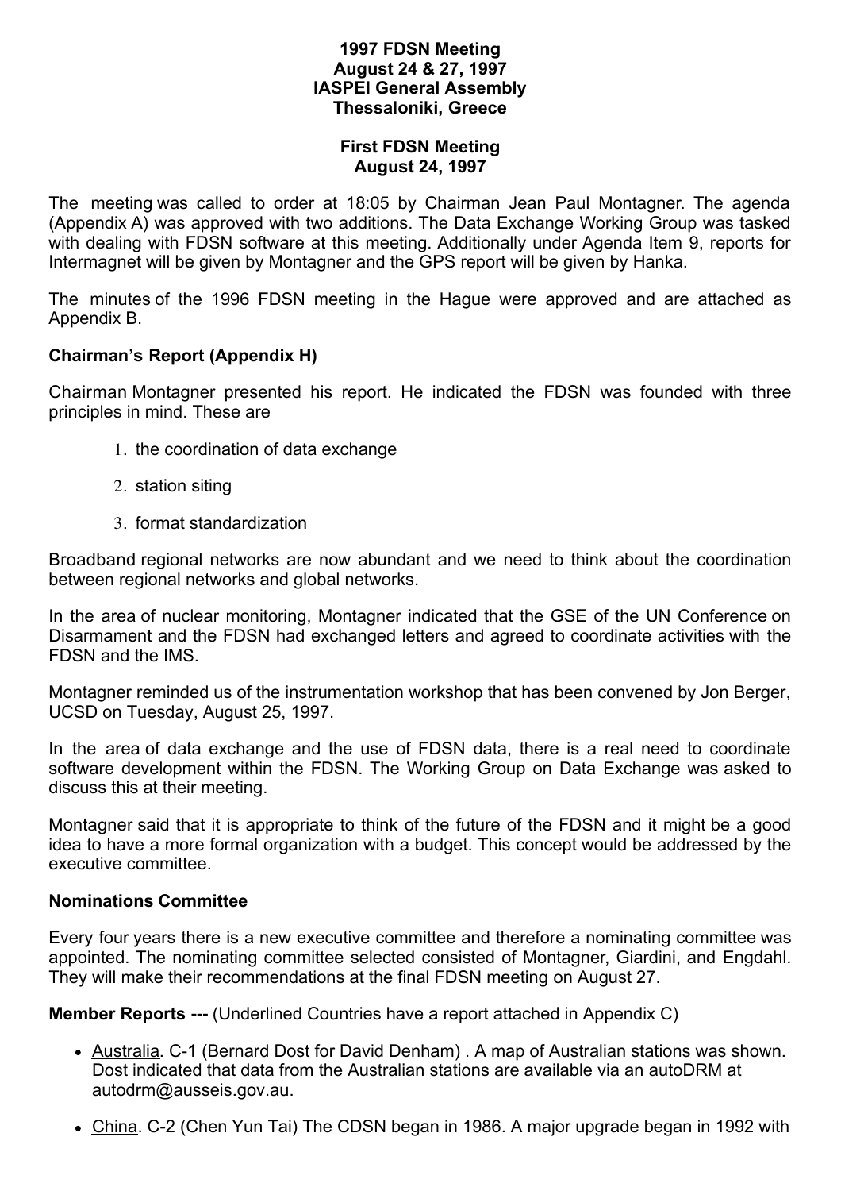**1997 FDSN Meeting**
**August 24 & 27, 1997**
**IASPEI General Assembly**
**Thessaloniki, Greece**

**First FDSN Meeting**
**August 24, 1997**

The meeting was called to order at 18:05 by Chairman Jean Paul Montagner. The agenda (Appendix A) was approved with two additions. The Data Exchange Working Group was tasked with dealing with FDSN software at this meeting. Additionally under Agenda Item 9, reports for Intermagnet will be given by Montagner and the GPS report will be given by Hanka.

The minutes of the 1996 FDSN meeting in the Hague were approved and are attached as Appendix B.

### Chairman's Report (Appendix H)

Chairman Montagner presented his report. He indicated the FDSN was founded with three principles in mind. These are

1. the coordination of data exchange
2. station siting
3. format standardization

Broadband regional networks are now abundant and we need to think about the coordination between regional networks and global networks.

In the area of nuclear monitoring, Montagner indicated that the GSE of the UN Conference on Disarmament and the FDSN had exchanged letters and agreed to coordinate activities with the FDSN and the IMS.

Montagner reminded us of the instrumentation workshop that has been convened by Jon Berger, UCSD on Tuesday, August 25, 1997.

In the area of data exchange and the use of FDSN data, there is a real need to coordinate software development within the FDSN. The Working Group on Data Exchange was asked to discuss this at their meeting.

Montagner said that it is appropriate to think of the future of the FDSN and it might be a good idea to have a more formal organization with a budget. This concept would be addressed by the executive committee.

### Nominations Committee

Every four years there is a new executive committee and therefore a nominating committee was appointed. The nominating committee selected consisted of Montagner, Giardini, and Engdahl. They will make their recommendations at the final FDSN meeting on August 27.

**Member Reports ---** (Underlined Countries have a report attached in Appendix C)

- Australia. C-1 (Bernard Dost for David Denham) . A map of Australian stations was shown. Dost indicated that data from the Australian stations are available via an autoDRM at autodrm@ausseis.gov.au.
- China. C-2 (Chen Yun Tai) The CDSN began in 1986. A major upgrade began in 1992 with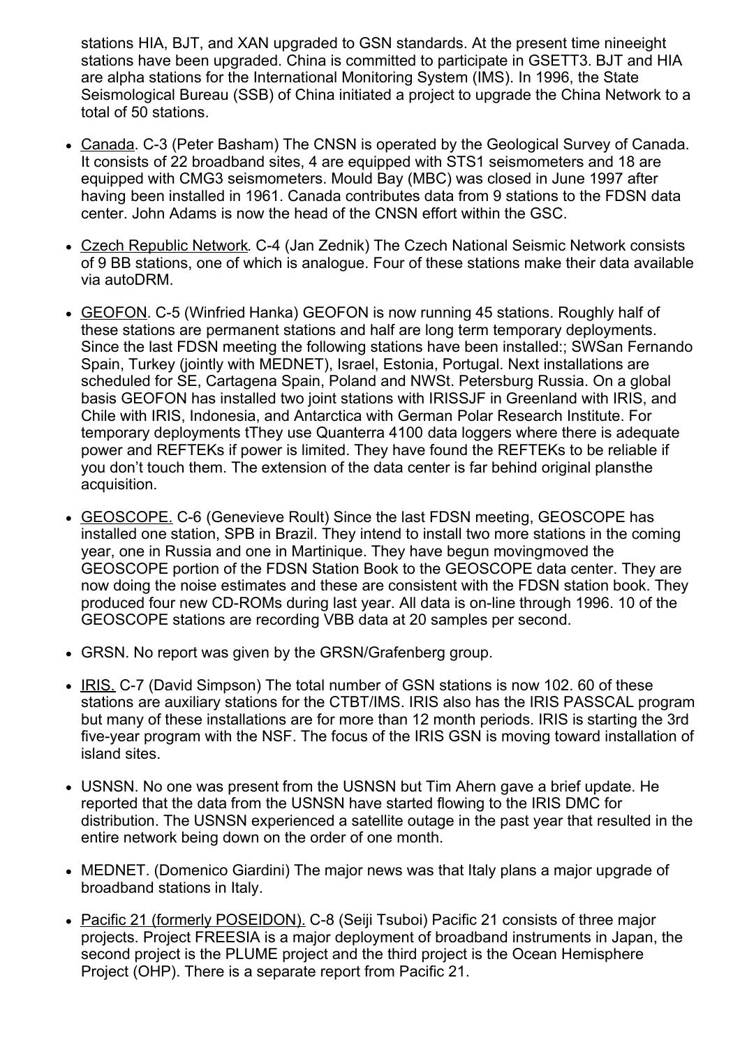stations HIA, BJT, and XAN upgraded to GSN standards. At the present time nineeight stations have been upgraded. China is committed to participate in GSETT3. BJT and HIA are alpha stations for the International Monitoring System (IMS). In 1996, the State Seismological Bureau (SSB) of China initiated a project to upgrade the China Network to a total of 50 stations.

- Canada. C-3 (Peter Basham) The CNSN is operated by the Geological Survey of Canada. It consists of 22 broadband sites, 4 are equipped with STS1 seismometers and 18 are equipped with CMG3 seismometers. Mould Bay (MBC) was closed in June 1997 after having been installed in 1961. Canada contributes data from 9 stations to the FDSN data center. John Adams is now the head of the CNSN effort within the GSC.
- Czech Republic Network. C-4 (Jan Zednik) The Czech National Seismic Network consists of 9 BB stations, one of which is analogue. Four of these stations make their data available via autoDRM.
- GEOFON. C-5 (Winfried Hanka) GEOFON is now running 45 stations. Roughly half of these stations are permanent stations and half are long term temporary deployments. Since the last FDSN meeting the following stations have been installed:; SWSan Fernando Spain, Turkey (jointly with MEDNET), Israel, Estonia, Portugal. Next installations are scheduled for SE, Cartagena Spain, Poland and NWSt. Petersburg Russia. On a global basis GEOFON has installed two joint stations with IRISSJF in Greenland with IRIS, and Chile with IRIS, Indonesia, and Antarctica with German Polar Research Institute. For temporary deployments tThey use Quanterra 4100 data loggers where there is adequate power and REFTEKs if power is limited. They have found the REFTEKs to be reliable if you don't touch them. The extension of the data center is far behind original plansthe acquisition.
- GEOSCOPE. C-6 (Genevieve Roult) Since the last FDSN meeting, GEOSCOPE has installed one station, SPB in Brazil. They intend to install two more stations in the coming year, one in Russia and one in Martinique. They have begun movingmoved the GEOSCOPE portion of the FDSN Station Book to the GEOSCOPE data center. They are now doing the noise estimates and these are consistent with the FDSN station book. They produced four new CD-ROMs during last year. All data is on-line through 1996. 10 of the GEOSCOPE stations are recording VBB data at 20 samples per second.
- GRSN. No report was given by the GRSN/Grafenberg group.
- IRIS. C-7 (David Simpson) The total number of GSN stations is now 102. 60 of these stations are auxiliary stations for the CTBT/IMS. IRIS also has the IRIS PASSCAL program but many of these installations are for more than 12 month periods. IRIS is starting the 3rd five-year program with the NSF. The focus of the IRIS GSN is moving toward installation of island sites.
- USNSN. No one was present from the USNSN but Tim Ahern gave a brief update. He reported that the data from the USNSN have started flowing to the IRIS DMC for distribution. The USNSN experienced a satellite outage in the past year that resulted in the entire network being down on the order of one month.
- MEDNET. (Domenico Giardini) The major news was that Italy plans a major upgrade of broadband stations in Italy.
- Pacific 21 (formerly POSEIDON). C-8 (Seiji Tsuboi) Pacific 21 consists of three major projects. Project FREESIA is a major deployment of broadband instruments in Japan, the second project is the PLUME project and the third project is the Ocean Hemisphere Project (OHP). There is a separate report from Pacific 21.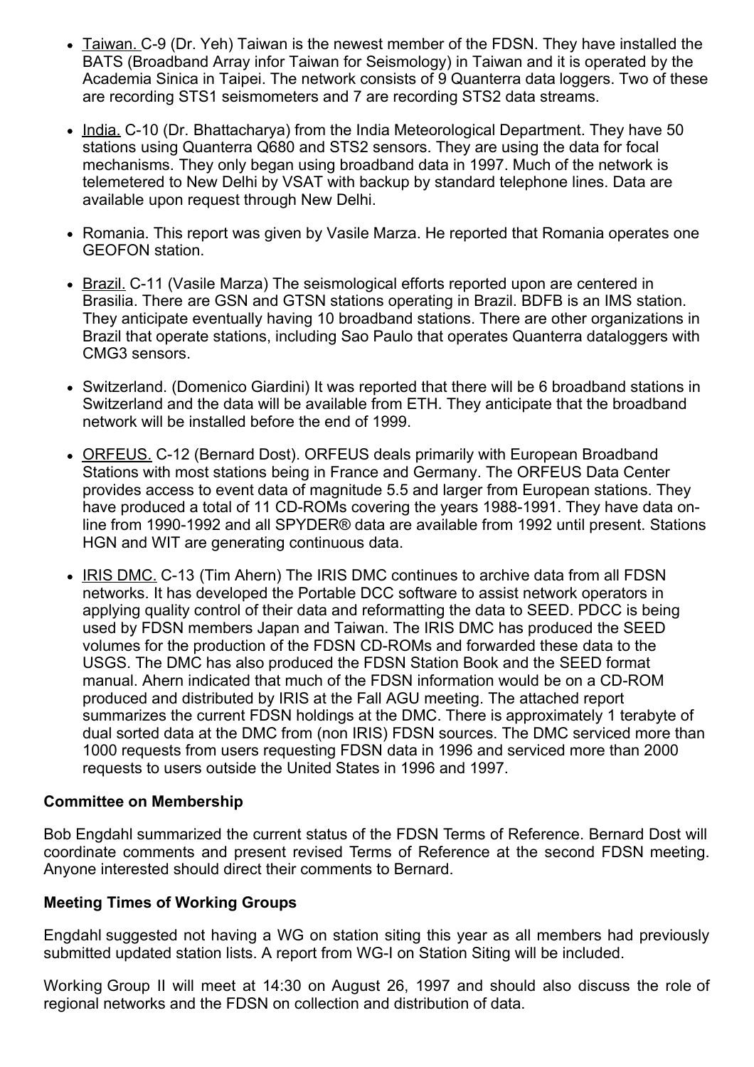- Taiwan. C-9 (Dr. Yeh) Taiwan is the newest member of the FDSN. They have installed the BATS (Broadband Array infor Taiwan for Seismology) in Taiwan and it is operated by the Academia Sinica in Taipei. The network consists of 9 Quanterra data loggers. Two of these are recording STS1 seismometers and 7 are recording STS2 data streams.

- India. C-10 (Dr. Bhattacharya) from the India Meteorological Department. They have 50 stations using Quanterra Q680 and STS2 sensors. They are using the data for focal mechanisms. They only began using broadband data in 1997. Much of the network is telemetered to New Delhi by VSAT with backup by standard telephone lines. Data are available upon request through New Delhi.

- Romania. This report was given by Vasile Marza. He reported that Romania operates one GEOFON station.

- Brazil. C-11 (Vasile Marza) The seismological efforts reported upon are centered in Brasilia. There are GSN and GTSN stations operating in Brazil. BDFB is an IMS station. They anticipate eventually having 10 broadband stations. There are other organizations in Brazil that operate stations, including Sao Paulo that operates Quanterra dataloggers with CMG3 sensors.

- Switzerland. (Domenico Giardini) It was reported that there will be 6 broadband stations in Switzerland and the data will be available from ETH. They anticipate that the broadband network will be installed before the end of 1999.

- ORFEUS. C-12 (Bernard Dost). ORFEUS deals primarily with European Broadband Stations with most stations being in France and Germany. The ORFEUS Data Center provides access to event data of magnitude 5.5 and larger from European stations. They have produced a total of 11 CD-ROMs covering the years 1988-1991. They have data on-line from 1990-1992 and all SPYDER® data are available from 1992 until present. Stations HGN and WIT are generating continuous data.

- IRIS DMC. C-13 (Tim Ahern) The IRIS DMC continues to archive data from all FDSN networks. It has developed the Portable DCC software to assist network operators in applying quality control of their data and reformatting the data to SEED. PDCC is being used by FDSN members Japan and Taiwan. The IRIS DMC has produced the SEED volumes for the production of the FDSN CD-ROMs and forwarded these data to the USGS. The DMC has also produced the FDSN Station Book and the SEED format manual. Ahern indicated that much of the FDSN information would be on a CD-ROM produced and distributed by IRIS at the Fall AGU meeting. The attached report summarizes the current FDSN holdings at the DMC. There is approximately 1 terabyte of dual sorted data at the DMC from (non IRIS) FDSN sources. The DMC serviced more than 1000 requests from users requesting FDSN data in 1996 and serviced more than 2000 requests to users outside the United States in 1996 and 1997.

**Committee on Membership**

Bob Engdahl summarized the current status of the FDSN Terms of Reference. Bernard Dost will coordinate comments and present revised Terms of Reference at the second FDSN meeting. Anyone interested should direct their comments to Bernard.

**Meeting Times of Working Groups**

Engdahl suggested not having a WG on station siting this year as all members had previously submitted updated station lists. A report from WG-I on Station Siting will be included.

Working Group II will meet at 14:30 on August 26, 1997 and should also discuss the role of regional networks and the FDSN on collection and distribution of data.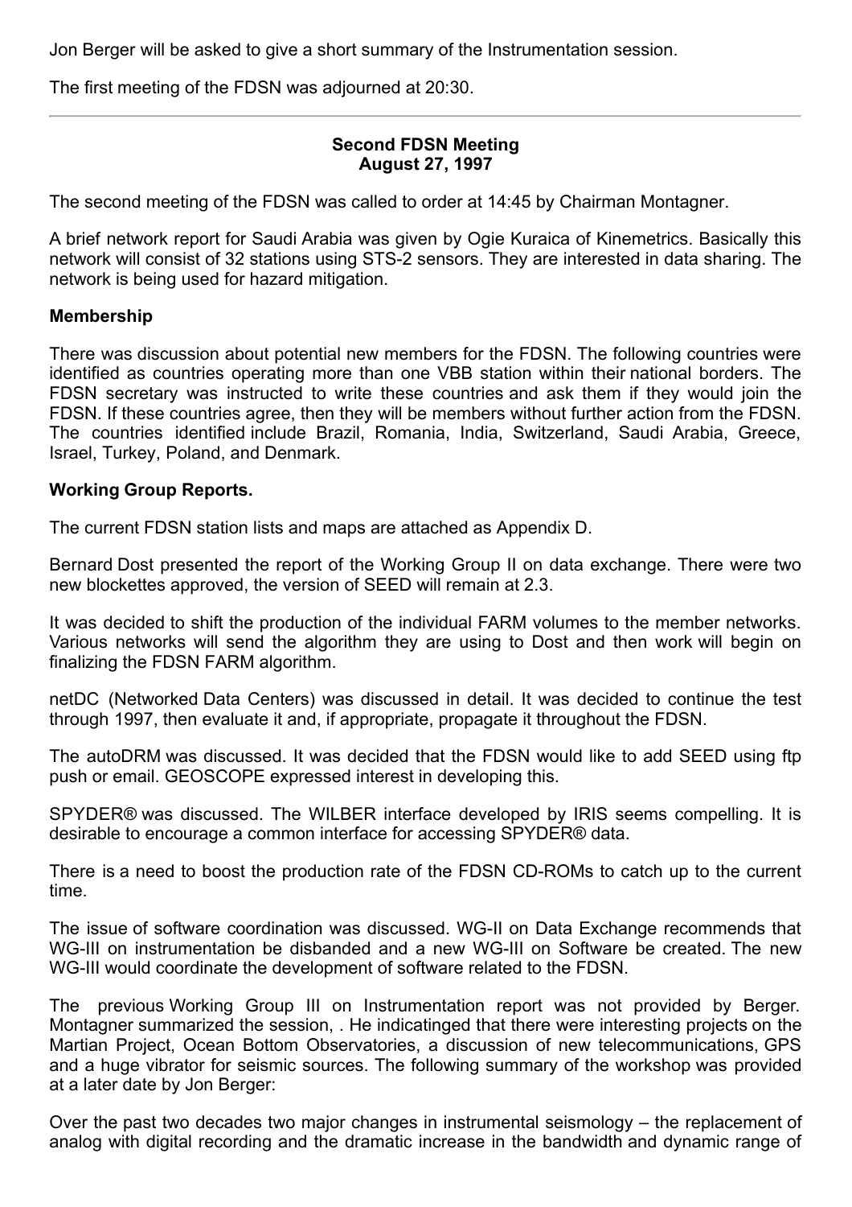Jon Berger will be asked to give a short summary of the Instrumentation session.

The first meeting of the FDSN was adjourned at 20:30.

---

**Second FDSN Meeting**
**August 27, 1997**

The second meeting of the FDSN was called to order at 14:45 by Chairman Montagner.

A brief network report for Saudi Arabia was given by Ogie Kuraica of Kinemetrics. Basically this network will consist of 32 stations using STS-2 sensors. They are interested in data sharing. The network is being used for hazard mitigation.

**Membership**

There was discussion about potential new members for the FDSN. The following countries were identified as countries operating more than one VBB station within their national borders. The FDSN secretary was instructed to write these countries and ask them if they would join the FDSN. If these countries agree, then they will be members without further action from the FDSN. The countries identified include Brazil, Romania, India, Switzerland, Saudi Arabia, Greece, Israel, Turkey, Poland, and Denmark.

**Working Group Reports.**

The current FDSN station lists and maps are attached as Appendix D.

Bernard Dost presented the report of the Working Group II on data exchange. There were two new blockettes approved, the version of SEED will remain at 2.3.

It was decided to shift the production of the individual FARM volumes to the member networks. Various networks will send the algorithm they are using to Dost and then work will begin on finalizing the FDSN FARM algorithm.

netDC (Networked Data Centers) was discussed in detail. It was decided to continue the test through 1997, then evaluate it and, if appropriate, propagate it throughout the FDSN.

The autoDRM was discussed. It was decided that the FDSN would like to add SEED using ftp push or email. GEOSCOPE expressed interest in developing this.

SPYDER® was discussed. The WILBER interface developed by IRIS seems compelling. It is desirable to encourage a common interface for accessing SPYDER® data.

There is a need to boost the production rate of the FDSN CD-ROMs to catch up to the current time.

The issue of software coordination was discussed. WG-II on Data Exchange recommends that WG-III on instrumentation be disbanded and a new WG-III on Software be created. The new WG-III would coordinate the development of software related to the FDSN.

The previous Working Group III on Instrumentation report was not provided by Berger. Montagner summarized the session, . He indicatinged that there were interesting projects on the Martian Project, Ocean Bottom Observatories, a discussion of new telecommunications, GPS and a huge vibrator for seismic sources. The following summary of the workshop was provided at a later date by Jon Berger:

Over the past two decades two major changes in instrumental seismology – the replacement of analog with digital recording and the dramatic increase in the bandwidth and dynamic range of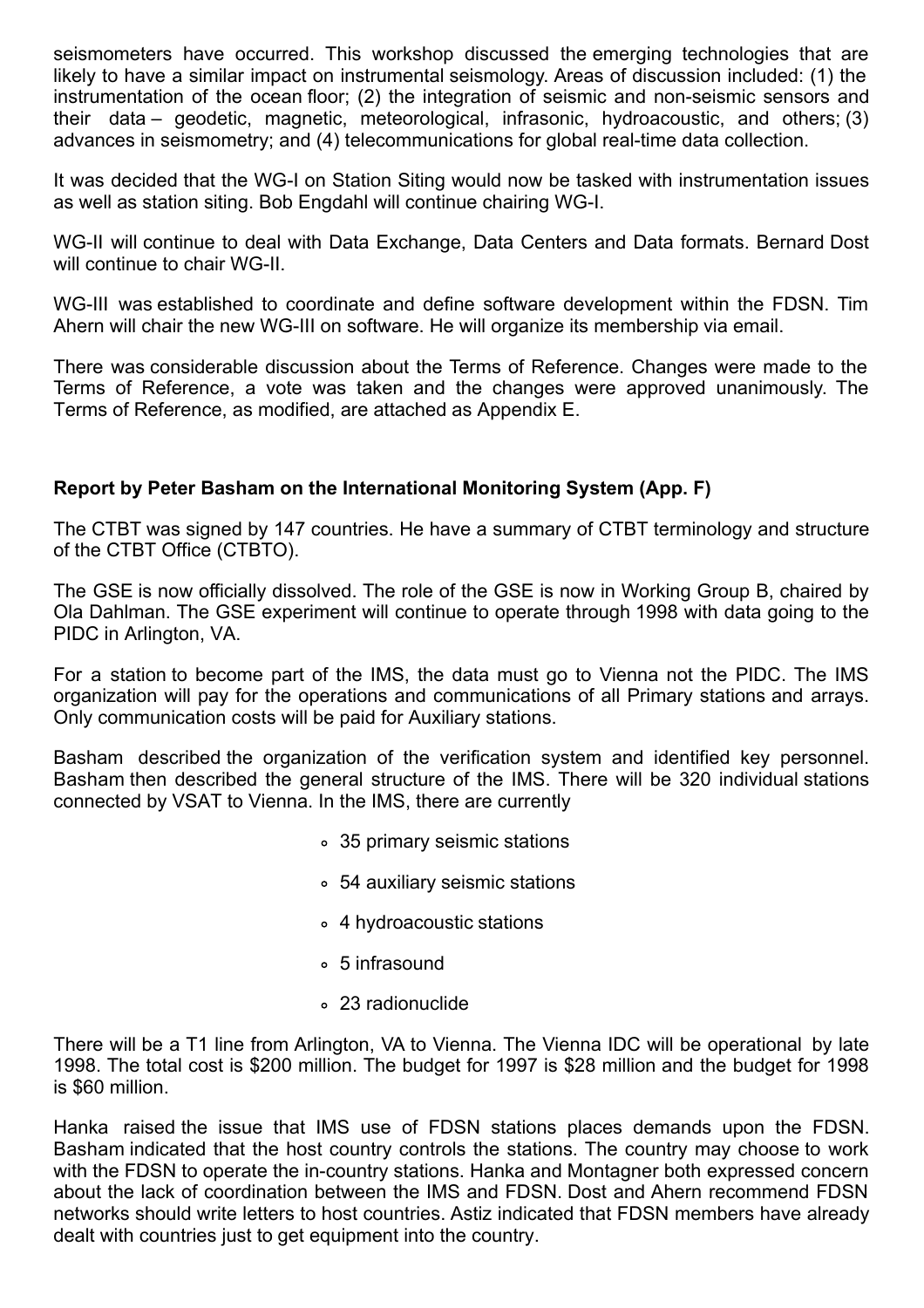seismometers have occurred. This workshop discussed the emerging technologies that are likely to have a similar impact on instrumental seismology. Areas of discussion included: (1) the instrumentation of the ocean floor; (2) the integration of seismic and non-seismic sensors and their data – geodetic, magnetic, meteorological, infrasonic, hydroacoustic, and others; (3) advances in seismometry; and (4) telecommunications for global real-time data collection.

It was decided that the WG-I on Station Siting would now be tasked with instrumentation issues as well as station siting. Bob Engdahl will continue chairing WG-I.

WG-II will continue to deal with Data Exchange, Data Centers and Data formats. Bernard Dost will continue to chair WG-II.

WG-III was established to coordinate and define software development within the FDSN. Tim Ahern will chair the new WG-III on software. He will organize its membership via email.

There was considerable discussion about the Terms of Reference. Changes were made to the Terms of Reference, a vote was taken and the changes were approved unanimously. The Terms of Reference, as modified, are attached as Appendix E.

**Report by Peter Basham on the International Monitoring System (App. F)**

The CTBT was signed by 147 countries. He have a summary of CTBT terminology and structure of the CTBT Office (CTBTO).

The GSE is now officially dissolved. The role of the GSE is now in Working Group B, chaired by Ola Dahlman. The GSE experiment will continue to operate through 1998 with data going to the PIDC in Arlington, VA.

For a station to become part of the IMS, the data must go to Vienna not the PIDC. The IMS organization will pay for the operations and communications of all Primary stations and arrays. Only communication costs will be paid for Auxiliary stations.

Basham described the organization of the verification system and identified key personnel. Basham then described the general structure of the IMS. There will be 320 individual stations connected by VSAT to Vienna. In the IMS, there are currently

- 35 primary seismic stations
- 54 auxiliary seismic stations
- 4 hydroacoustic stations
- 5 infrasound
- 23 radionuclide

There will be a T1 line from Arlington, VA to Vienna. The Vienna IDC will be operational by late 1998. The total cost is $200 million. The budget for 1997 is $28 million and the budget for 1998 is $60 million.

Hanka raised the issue that IMS use of FDSN stations places demands upon the FDSN. Basham indicated that the host country controls the stations. The country may choose to work with the FDSN to operate the in-country stations. Hanka and Montagner both expressed concern about the lack of coordination between the IMS and FDSN. Dost and Ahern recommend FDSN networks should write letters to host countries. Astiz indicated that FDSN members have already dealt with countries just to get equipment into the country.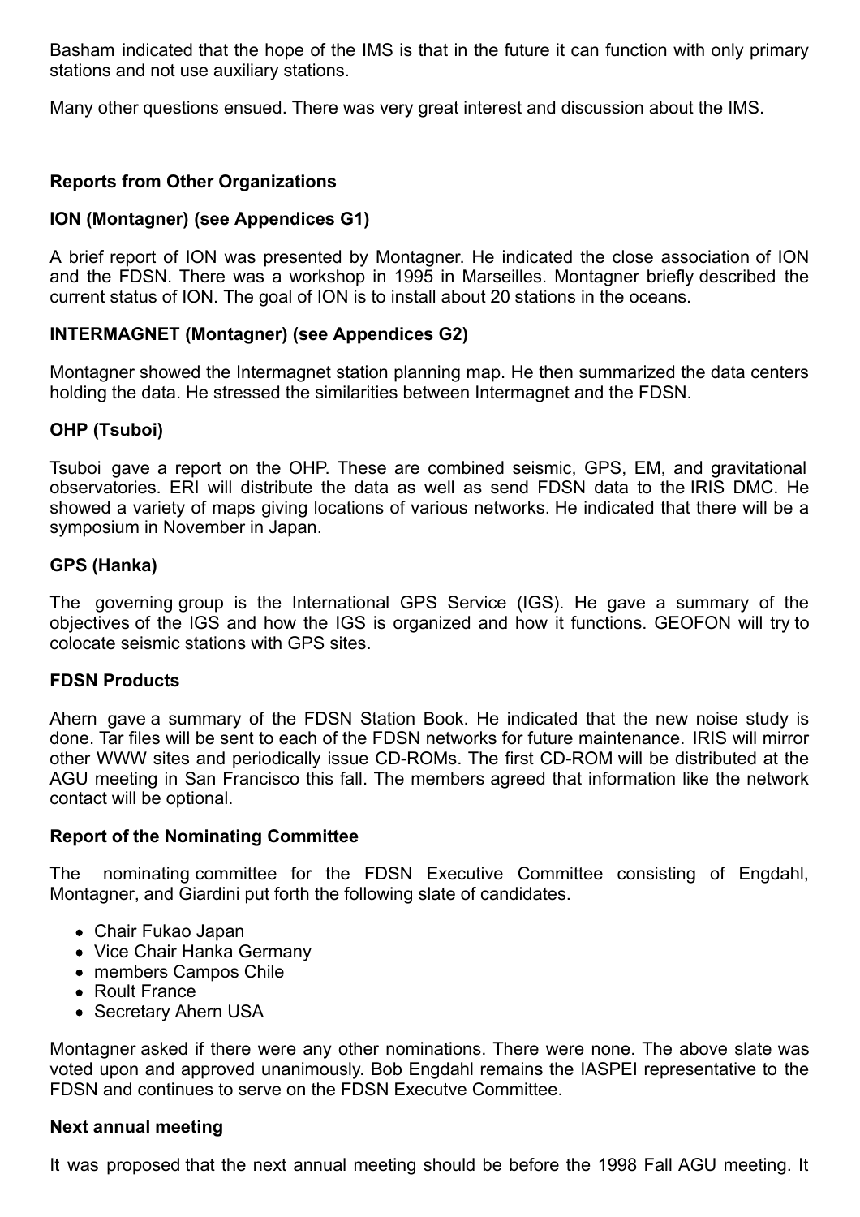Basham indicated that the hope of the IMS is that in the future it can function with only primary stations and not use auxiliary stations.

Many other questions ensued. There was very great interest and discussion about the IMS.

### Reports from Other Organizations

#### ION (Montagner) (see Appendices G1)

A brief report of ION was presented by Montagner. He indicated the close association of ION and the FDSN. There was a workshop in 1995 in Marseilles. Montagner briefly described the current status of ION. The goal of ION is to install about 20 stations in the oceans.

#### INTERMAGNET (Montagner) (see Appendices G2)

Montagner showed the Intermagnet station planning map. He then summarized the data centers holding the data. He stressed the similarities between Intermagnet and the FDSN.

#### OHP (Tsuboi)

Tsuboi gave a report on the OHP. These are combined seismic, GPS, EM, and gravitational observatories. ERI will distribute the data as well as send FDSN data to the IRIS DMC. He showed a variety of maps giving locations of various networks. He indicated that there will be a symposium in November in Japan.

#### GPS (Hanka)

The governing group is the International GPS Service (IGS). He gave a summary of the objectives of the IGS and how the IGS is organized and how it functions. GEOFON will try to colocate seismic stations with GPS sites.

### FDSN Products

Ahern gave a summary of the FDSN Station Book. He indicated that the new noise study is done. Tar files will be sent to each of the FDSN networks for future maintenance. IRIS will mirror other WWW sites and periodically issue CD-ROMs. The first CD-ROM will be distributed at the AGU meeting in San Francisco this fall. The members agreed that information like the network contact will be optional.

### Report of the Nominating Committee

The nominating committee for the FDSN Executive Committee consisting of Engdahl, Montagner, and Giardini put forth the following slate of candidates.

- Chair Fukao Japan
- Vice Chair Hanka Germany
- members Campos Chile
- Roult France
- Secretary Ahern USA

Montagner asked if there were any other nominations. There were none. The above slate was voted upon and approved unanimously. Bob Engdahl remains the IASPEI representative to the FDSN and continues to serve on the FDSN Executve Committee.

### Next annual meeting

It was proposed that the next annual meeting should be before the 1998 Fall AGU meeting. It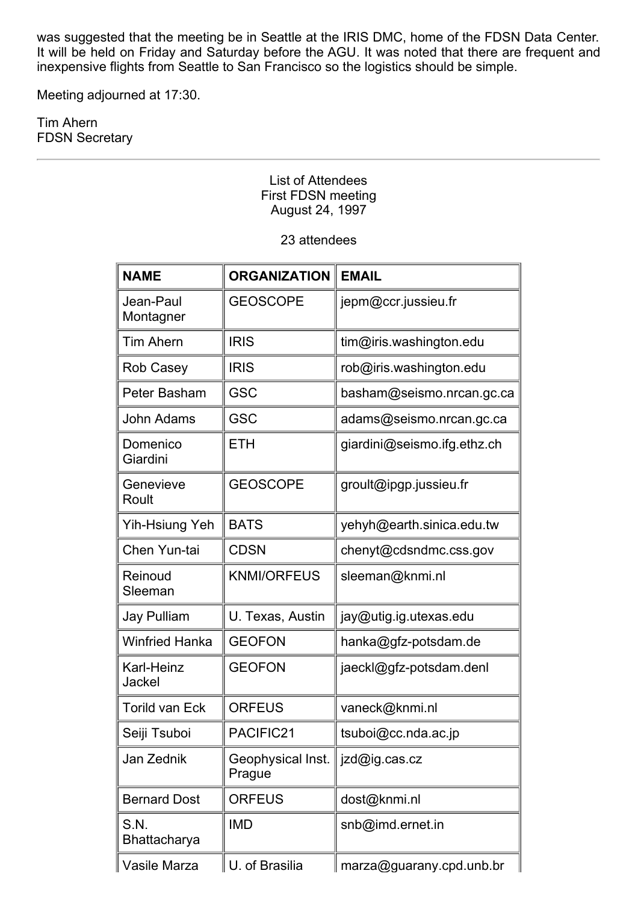was suggested that the meeting be in Seattle at the IRIS DMC, home of the FDSN Data Center. It will be held on Friday and Saturday before the AGU. It was noted that there are frequent and inexpensive flights from Seattle to San Francisco so the logistics should be simple.

Meeting adjourned at 17:30.

Tim Ahern
FDSN Secretary

---

List of Attendees
First FDSN meeting
August 24, 1997

23 attendees

| NAME | ORGANIZATION | EMAIL |
|---|---|---|
| Jean-Paul Montagner | GEOSCOPE | jepm@ccr.jussieu.fr |
| Tim Ahern | IRIS | tim@iris.washington.edu |
| Rob Casey | IRIS | rob@iris.washington.edu |
| Peter Basham | GSC | basham@seismo.nrcan.gc.ca |
| John Adams | GSC | adams@seismo.nrcan.gc.ca |
| Domenico Giardini | ETH | giardini@seismo.ifg.ethz.ch |
| Genevieve Roult | GEOSCOPE | groult@ipgp.jussieu.fr |
| Yih-Hsiung Yeh | BATS | yehyh@earth.sinica.edu.tw |
| Chen Yun-tai | CDSN | chenyt@cdsndmc.css.gov |
| Reinoud Sleeman | KNMI/ORFEUS | sleeman@knmi.nl |
| Jay Pulliam | U. Texas, Austin | jay@utig.ig.utexas.edu |
| Winfried Hanka | GEOFON | hanka@gfz-potsdam.de |
| Karl-Heinz Jackel | GEOFON | jaeckl@gfz-potsdam.denl |
| Torild van Eck | ORFEUS | vaneck@knmi.nl |
| Seiji Tsuboi | PACIFIC21 | tsuboi@cc.nda.ac.jp |
| Jan Zednik | Geophysical Inst. Prague | jzd@ig.cas.cz |
| Bernard Dost | ORFEUS | dost@knmi.nl |
| S.N. Bhattacharya | IMD | snb@imd.ernet.in |
| Vasile Marza | U. of Brasilia | marza@guarany.cpd.unb.br |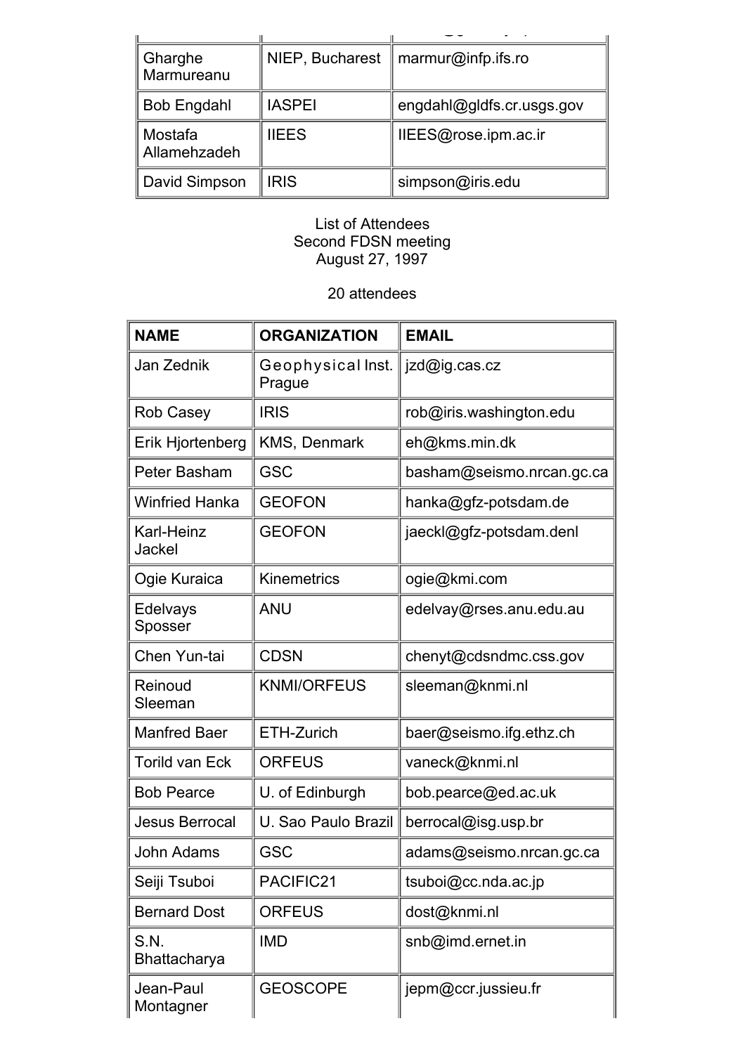| | | |
|---|---|---|
| Gharghe Marmureanu | NIEP, Bucharest | marmur@infp.ifs.ro |
| Bob Engdahl | IASPEI | engdahl@gldfs.cr.usgs.gov |
| Mostafa Allamehzadeh | IIEES | IIEES@rose.ipm.ac.ir |
| David Simpson | IRIS | simpson@iris.edu |

List of Attendees
Second FDSN meeting
August 27, 1997

20 attendees

| NAME | ORGANIZATION | EMAIL |
|---|---|---|
| Jan Zednik | Geophysical Inst. Prague | jzd@ig.cas.cz |
| Rob Casey | IRIS | rob@iris.washington.edu |
| Erik Hjortenberg | KMS, Denmark | eh@kms.min.dk |
| Peter Basham | GSC | basham@seismo.nrcan.gc.ca |
| Winfried Hanka | GEOFON | hanka@gfz-potsdam.de |
| Karl-Heinz Jackel | GEOFON | jaeckl@gfz-potsdam.denl |
| Ogie Kuraica | Kinemetrics | ogie@kmi.com |
| Edelvays Sposser | ANU | edelvay@rses.anu.edu.au |
| Chen Yun-tai | CDSN | chenyt@cdsndmc.css.gov |
| Reinoud Sleeman | KNMI/ORFEUS | sleeman@knmi.nl |
| Manfred Baer | ETH-Zurich | baer@seismo.ifg.ethz.ch |
| Torild van Eck | ORFEUS | vaneck@knmi.nl |
| Bob Pearce | U. of Edinburgh | bob.pearce@ed.ac.uk |
| Jesus Berrocal | U. Sao Paulo Brazil | berrocal@isg.usp.br |
| John Adams | GSC | adams@seismo.nrcan.gc.ca |
| Seiji Tsuboi | PACIFIC21 | tsuboi@cc.nda.ac.jp |
| Bernard Dost | ORFEUS | dost@knmi.nl |
| S.N. Bhattacharya | IMD | snb@imd.ernet.in |
| Jean-Paul Montagner | GEOSCOPE | jepm@ccr.jussieu.fr |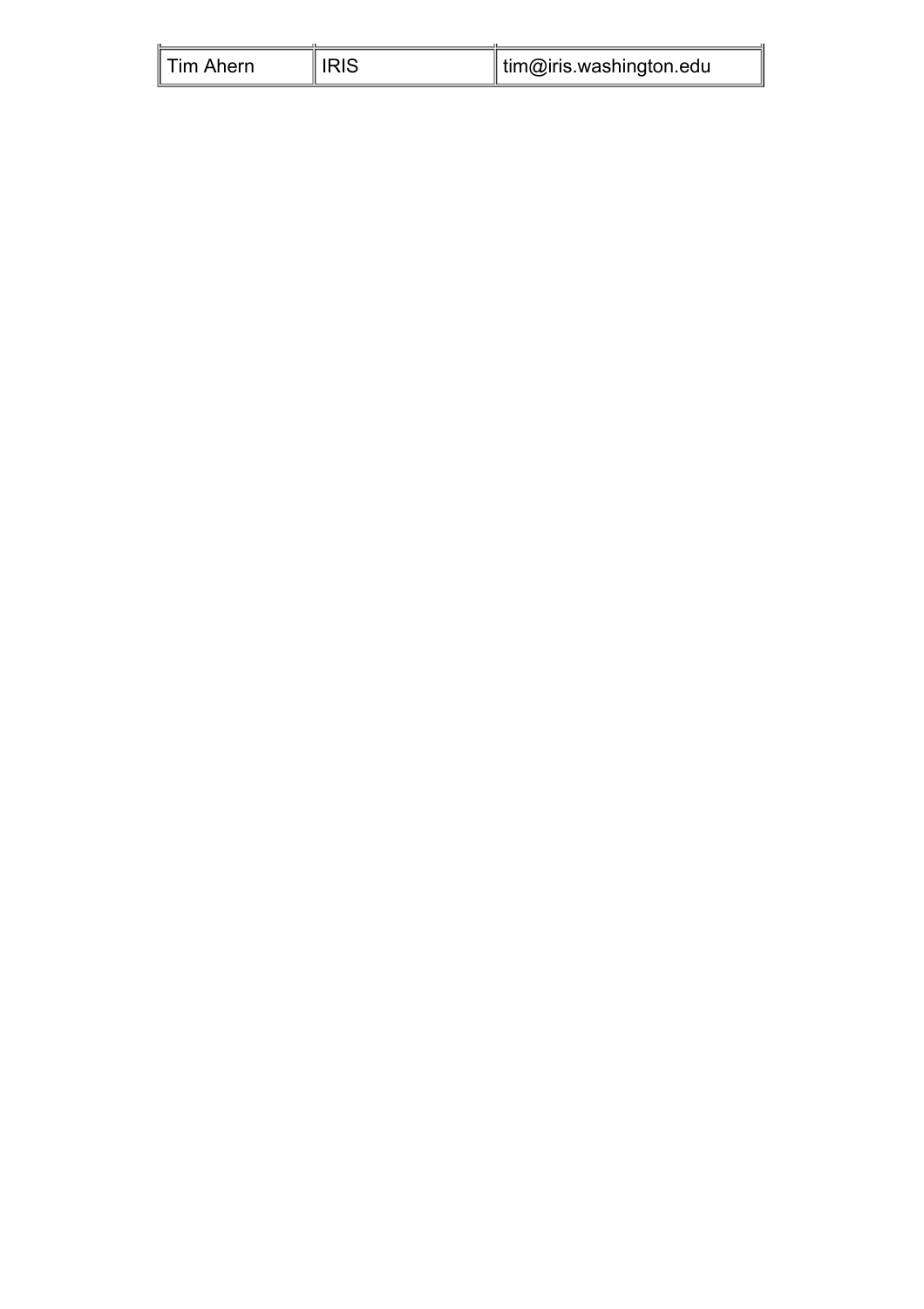| | | |
|---|---|---|
| Tim Ahern | IRIS | tim@iris.washington.edu |